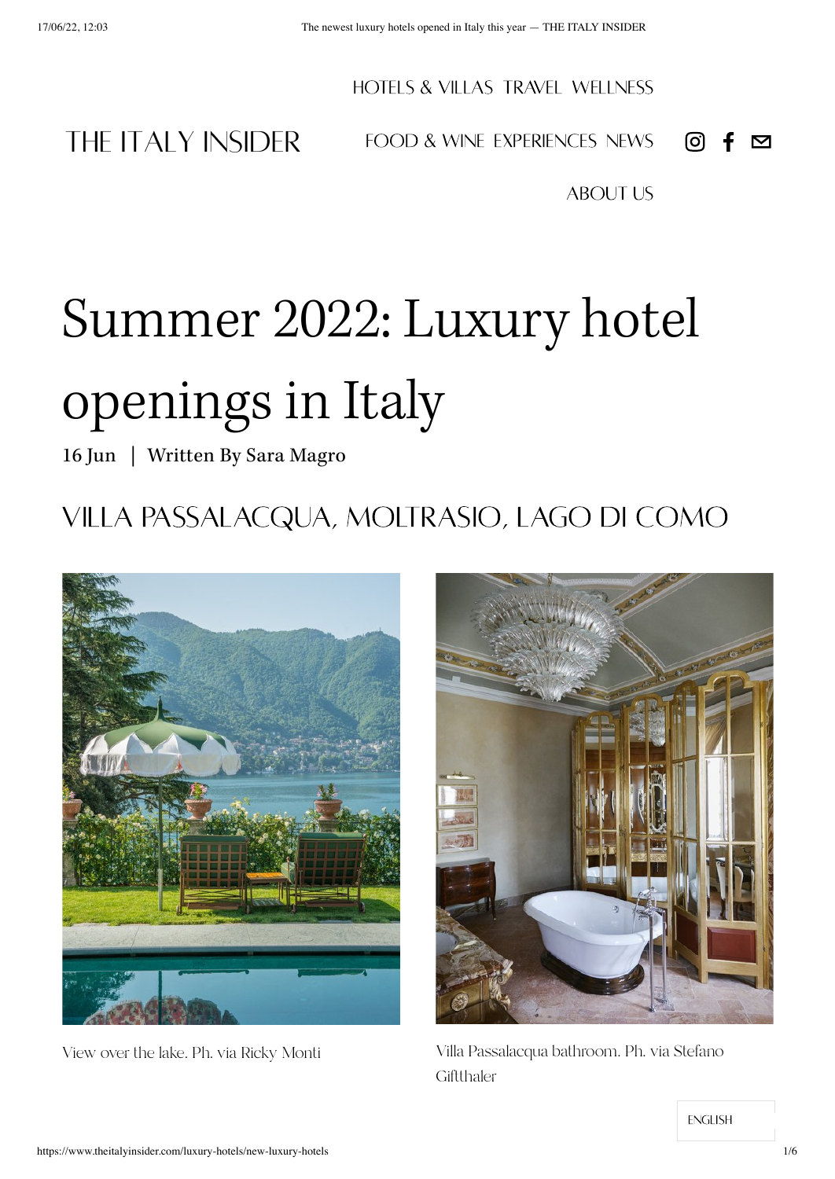# Summer 2022: Luxury hotel openings in Italy

16 Jun | Written By Sara Magro

## VILLA PASSALACQUA, MOLTRASIO, LAGO DI COMO

View over the lake. Ph. via Ricky Monti

Villa Passalacqua bathroom. Ph. via Stefano Giftthaler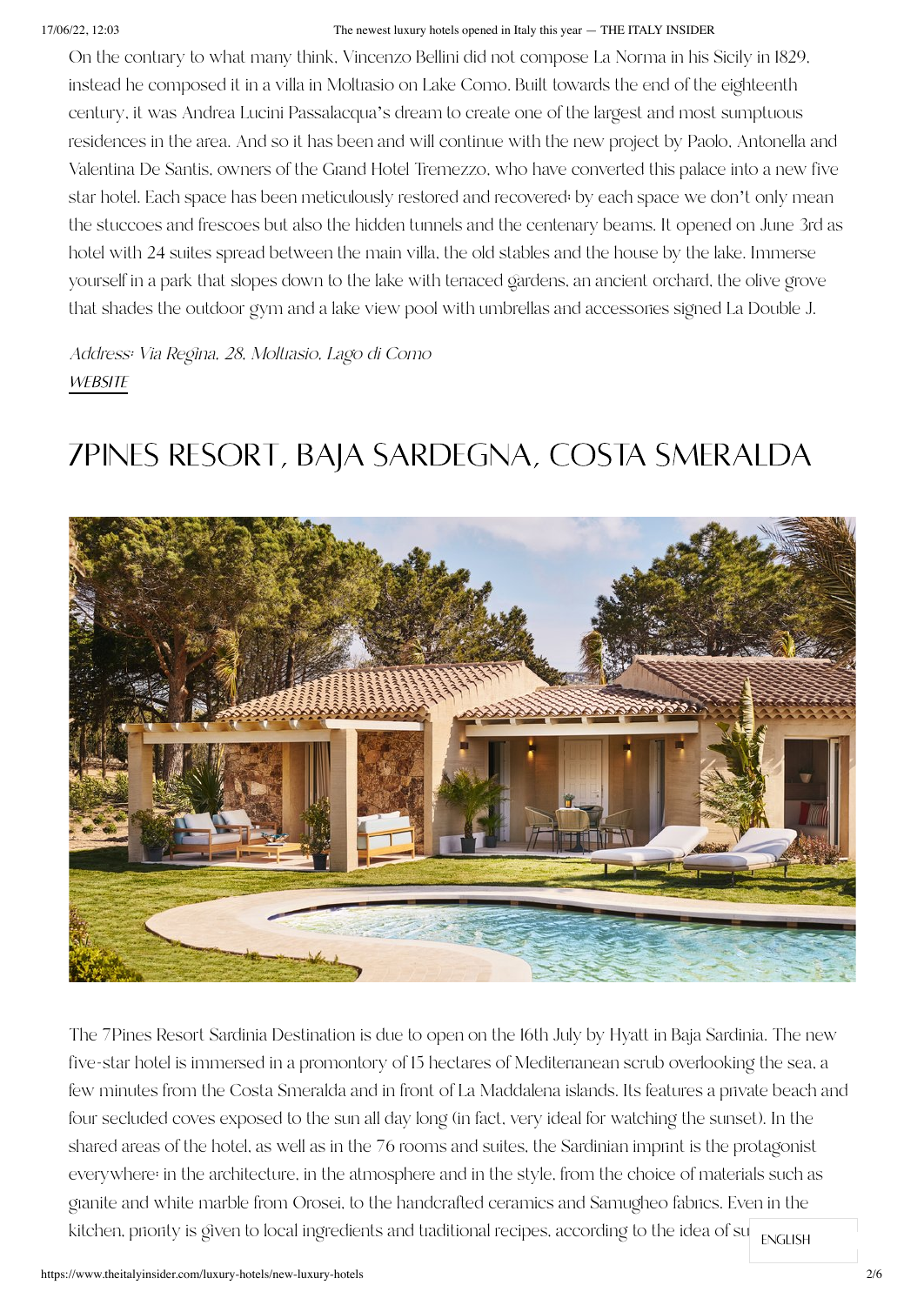On the contrary to what many think, Vincenzo Bellini did not compose La Norma in his Sicily in 1829, instead he composed it in a villa in Moltrasio on Lake Como. Built towards the end of the eighteenth century, it was Andrea Lucini Passalacqua's dream to create one of the largest and most sumptuous residences in the area. And so it has been and will continue with the new project by Paolo, Antonella and Valentina De Santis, owners of the Grand Hotel Tremezzo, who have converted this palace into a new five star hotel. Each space has been meticulously restored and recovered: by each space we don't only mean the stuccoes and frescoes but also the hidden tunnels and the centenary beams. It opened on June 3rd as hotel with 24 suites spread between the main villa, the old stables and the house by the lake. Immerse yourself in a park that slopes down to the lake with terraced gardens, an ancient orchard, the olive grove that shades the outdoor gym and a lake view pool with umbrellas and accessories signed La Double J.

*Address: Via Regina, 28, Moltrasio, Lago di Como*
*WEBSITE*

# 7PINES RESORT, BAJA SARDEGNA, COSTA SMERALDA

The 7Pines Resort Sardinia Destination is due to open on the 16th July by Hyatt in Baja Sardinia. The new five-star hotel is immersed in a promontory of 15 hectares of Mediterranean scrub overlooking the sea, a few minutes from the Costa Smeralda and in front of La Maddalena islands. Its features a private beach and four secluded coves exposed to the sun all day long (in fact, very ideal for watching the sunset). In the shared areas of the hotel, as well as in the 76 rooms and suites, the Sardinian imprint is the protagonist everywhere: in the architecture, in the atmosphere and in the style, from the choice of materials such as granite and white marble from Orosei, to the handcrafted ceramics and Samugheo fabrics. Even in the kitchen, priority is given to local ingredients and traditional recipes, according to the idea of su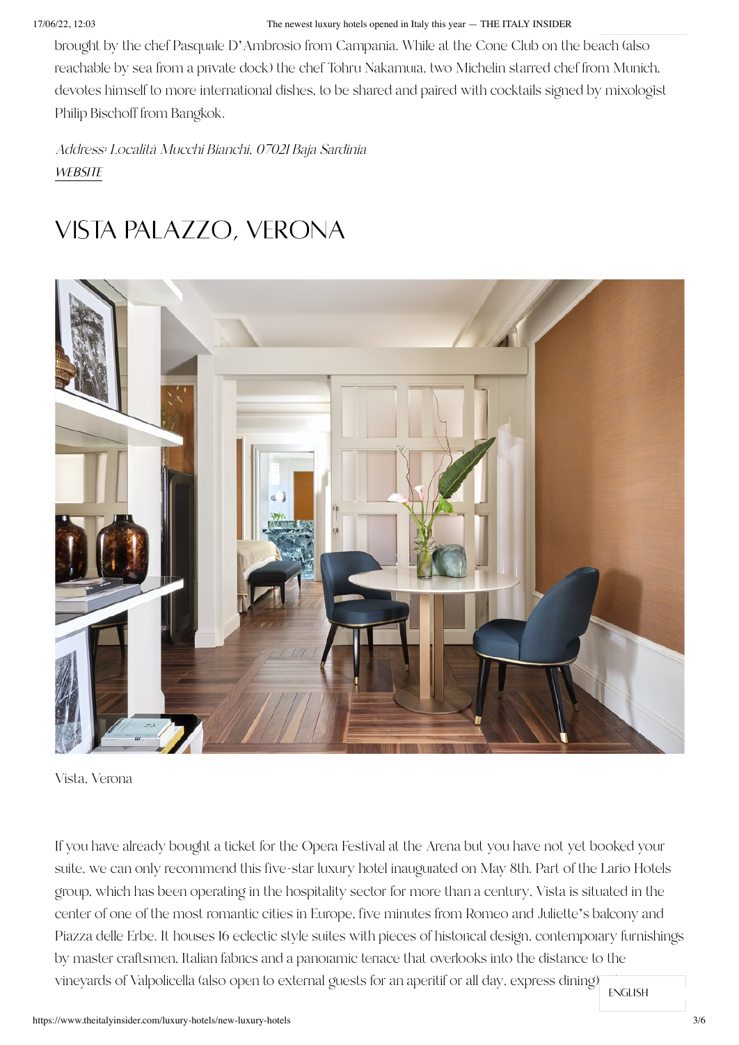brought by the chef Pasquale D'Ambrosio from Campania. While at the Cone Club on the beach (also reachable by sea from a private dock) the chef Tohru Nakamura, two Michelin starred chef from Munich, devotes himself to more international dishes, to be shared and paired with cocktails signed by mixologist Philip Bischoff from Bangkok.

*Address: Località Mucchi Bianchi, 07021 Baja Sardinia*
*WEBSITE*

## VISTA PALAZZO, VERONA

Vista, Verona

If you have already bought a ticket for the Opera Festival at the Arena but you have not yet booked your suite, we can only recommend this five-star luxury hotel inaugurated on May 8th. Part of the Lario Hotels group, which has been operating in the hospitality sector for more than a century, Vista is situated in the center of one of the most romantic cities in Europe, five minutes from Romeo and Juliette's balcony and Piazza delle Erbe. It houses 16 eclectic style suites with pieces of historical design, contemporary furnishings by master craftsmen, Italian fabrics and a panoramic terrace that overlooks into the distance to the vineyards of Valpolicella (also open to external guests for an aperitif or all day, express dining)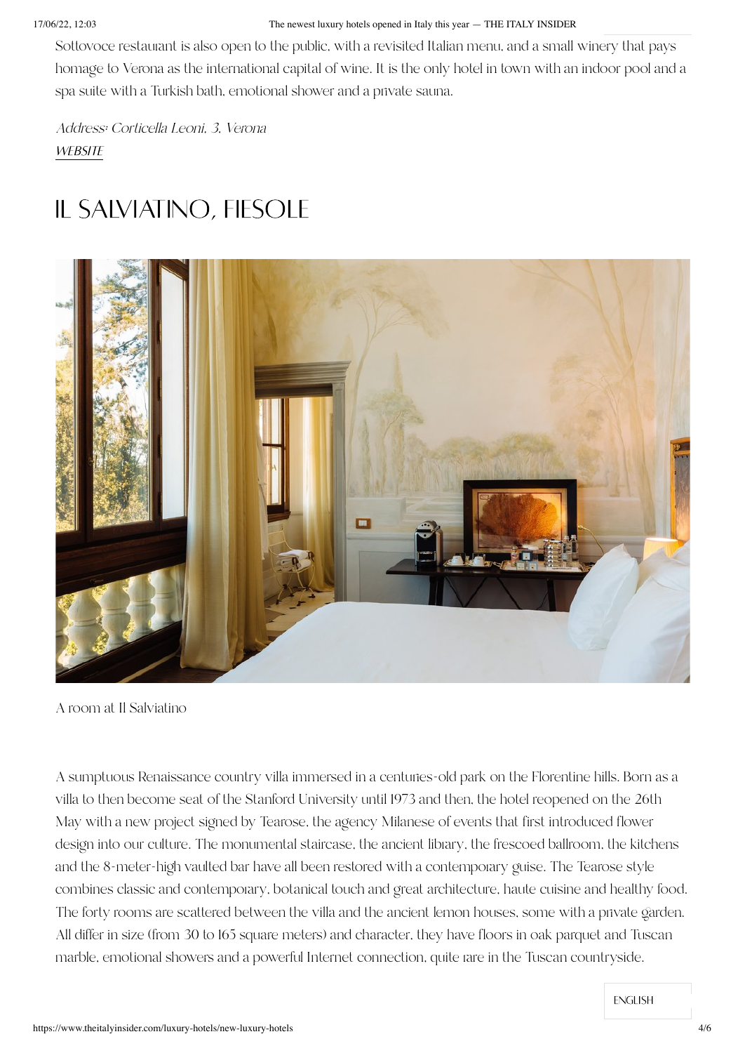Sottovoce restaurant is also open to the public, with a revisited Italian menu, and a small winery that pays homage to Verona as the international capital of wine. It is the only hotel in town with an indoor pool and a spa suite with a Turkish bath, emotional shower and a private sauna.

*Address: Corticella Leoni, 3, Verona*
*WEBSITE*

## IL SALVIATINO, FIESOLE

A room at Il Salviatino

A sumptuous Renaissance country villa immersed in a centuries-old park on the Florentine hills. Born as a villa to then become seat of the Stanford University until 1973 and then, the hotel reopened on the 26th May with a new project signed by Tearose, the agency Milanese of events that first introduced flower design into our culture. The monumental staircase, the ancient library, the frescoed ballroom, the kitchens and the 8-meter-high vaulted bar have all been restored with a contemporary guise. The Tearose style combines classic and contemporary, botanical touch and great architecture, haute cuisine and healthy food. The forty rooms are scattered between the villa and the ancient lemon houses, some with a private garden. All differ in size (from 30 to 165 square meters) and character, they have floors in oak parquet and Tuscan marble, emotional showers and a powerful Internet connection, quite rare in the Tuscan countryside.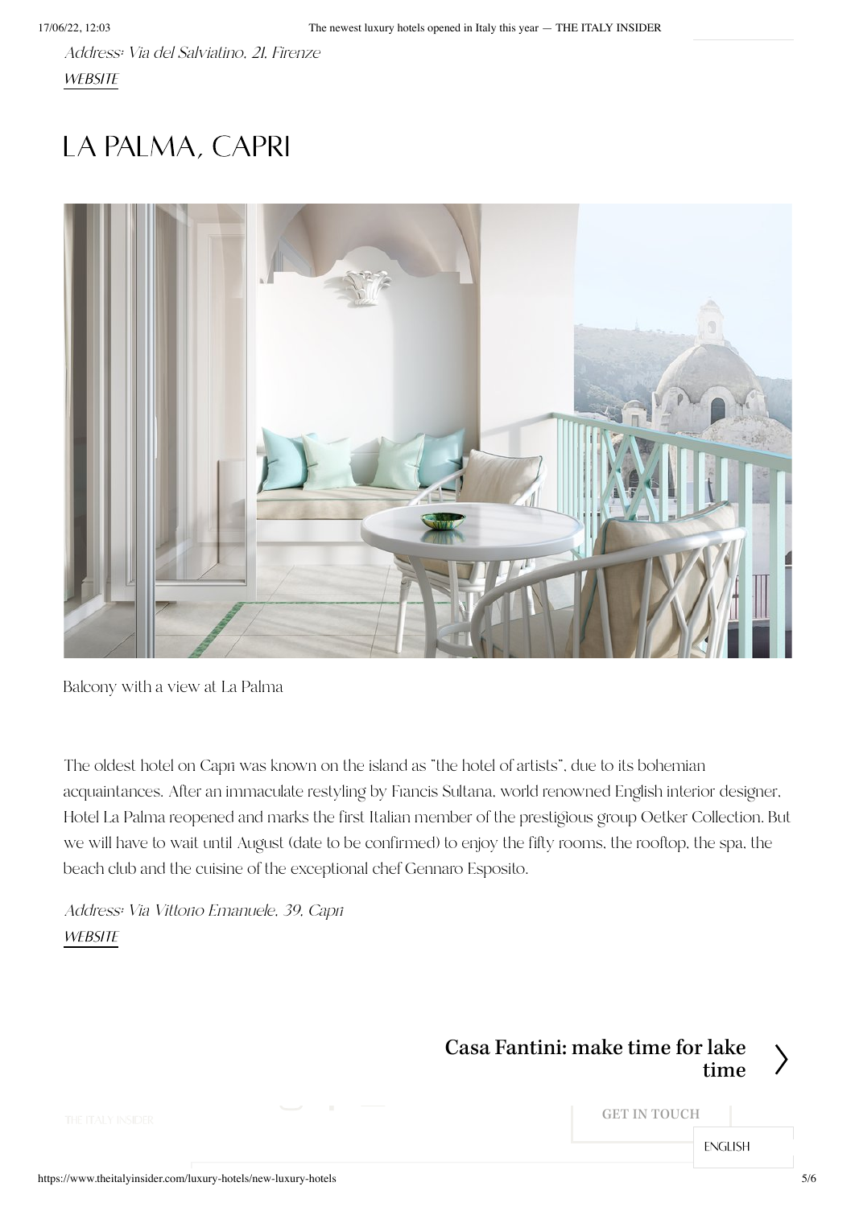*Address: Via del Salviatino, 21, Firenze*
*WEBSITE*

# LA PALMA, CAPRI

Balcony with a view at La Palma

The oldest hotel on Capri was known on the island as "the hotel of artists", due to its bohemian acquaintances. After an immaculate restyling by Francis Sultana, world renowned English interior designer, Hotel La Palma reopened and marks the first Italian member of the prestigious group Oetker Collection. But we will have to wait until August (date to be confirmed) to enjoy the fifty rooms, the rooftop, the spa, the beach club and the cuisine of the exceptional chef Gennaro Esposito.

*Address: Via Vittorio Emanuele, 39, Capri*
*WEBSITE*

**Casa Fantini: make time for lake time**

GET IN TOUCH

ENGLISH